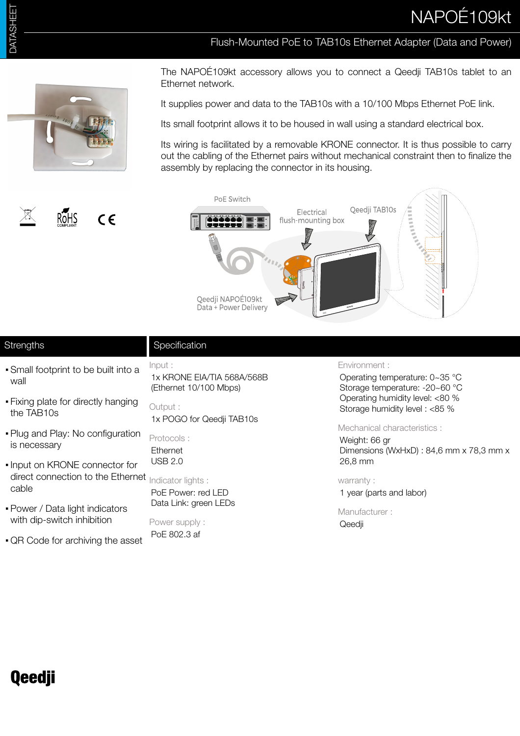# NAPOÉ109kt

## Flush-Mounted PoE to TAB10s Ethernet Adapter (Data and Power)

The NAPOÉ109kt accessory allows you to connect a Qeedji TAB10s tablet to an Ethernet network.

It supplies power and data to the TAB10s with a 10/100 Mbps Ethernet PoE link.

Its small footprint allows it to be housed in wall using a standard electrical box.

Its wiring is facilitated by a removable KRONE connector. It is thus possible to carry out the cabling of the Ethernet pairs without mechanical constraint then to finalize the assembly by replacing the connector in its housing.

## Strengths

- Small footprint to be built into a wall
- Fixing plate for directly hanging the TAB10s
- Plug and Play: No configuration is necessary
- Input on KRONE connector for direct connection to the Ethernet cable
- Power / Data light indicators with dip-switch inhibition
- QR Code for archiving the asset

## Specification

Input :
1x KRONE EIA/TIA 568A/568B
(Ethernet 10/100 Mbps)

Output :
1x POGO for Qeedji TAB10s

Protocols :
Ethernet
USB 2.0

Indicator lights :
PoE Power: red LED
Data Link: green LEDs

Power supply :
PoE 802.3 af

Environment :
Operating temperature: 0~35 °C
Storage temperature: -20~60 °C
Operating humidity level: <80 %
Storage humidity level : <85 %

Mechanical characteristics :
Weight: 66 gr
Dimensions (WxHxD) : 84,6 mm x 78,3 mm x 26,8 mm

warranty :
1 year (parts and labor)

Manufacturer :
Qeedji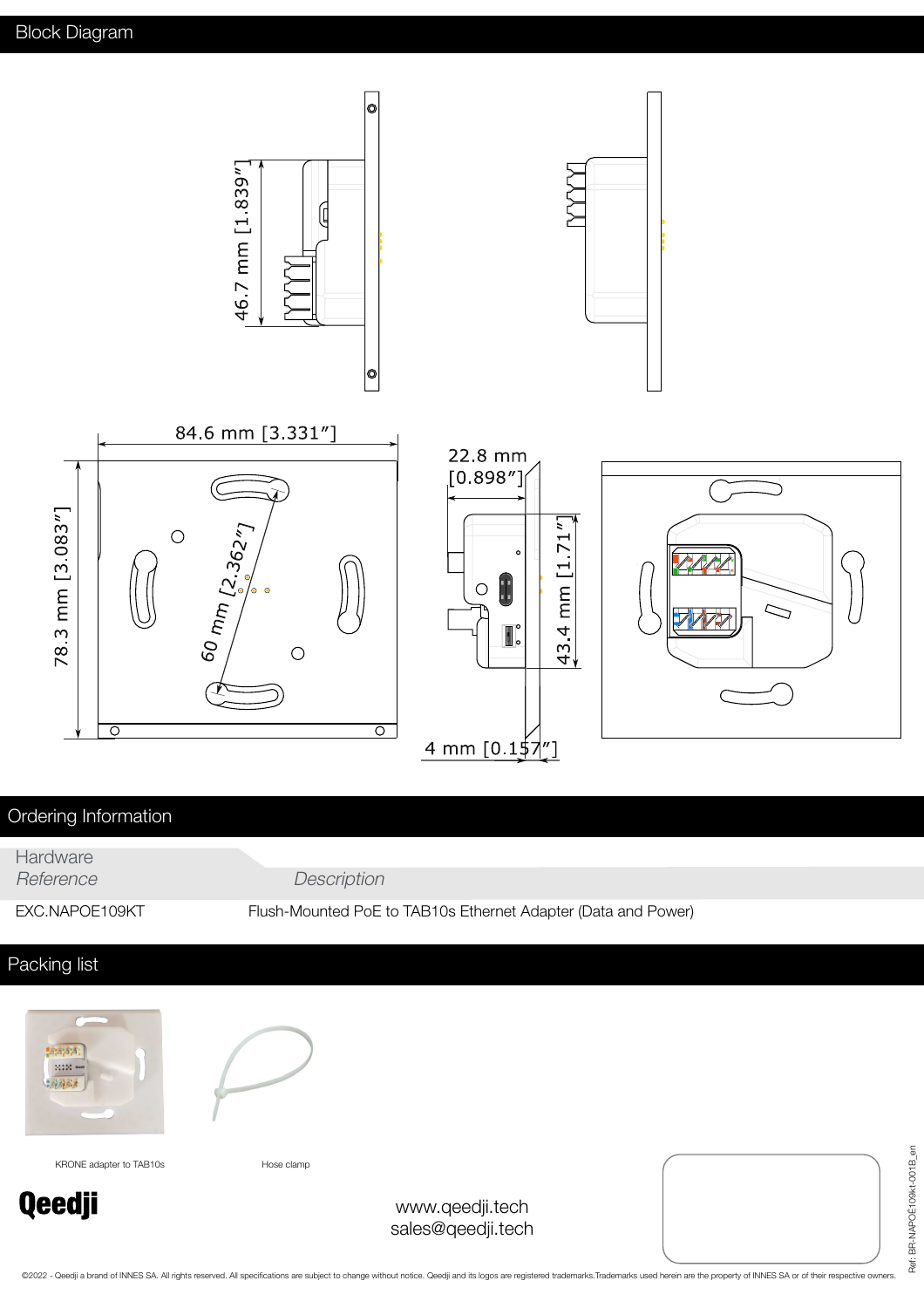## Block Diagram

46.7 mm [1.839″]

84.6 mm [3.331″]

78.3 mm [3.083″]

60 mm [2.362″]

22.8 mm [0.898″]

43.4 mm [1.71″]

4 mm [0.157″]

## Ordering Information

| Hardware Reference | Description |
| --- | --- |
| EXC.NAPOE109KT | Flush-Mounted PoE to TAB10s Ethernet Adapter (Data and Power) |

## Packing list

KRONE adapter to TAB10s

Hose clamp

**Qeedji**

www.qeedji.tech
sales@qeedji.tech

Ref: BR-NAPOE109kt-001B_en

©2022 - Qeedji a brand of INNES SA. All rights reserved. All specifications are subject to change without notice. Qeedji and its logos are registered trademarks.Trademarks used herein are the property of INNES SA or of their respective owners.